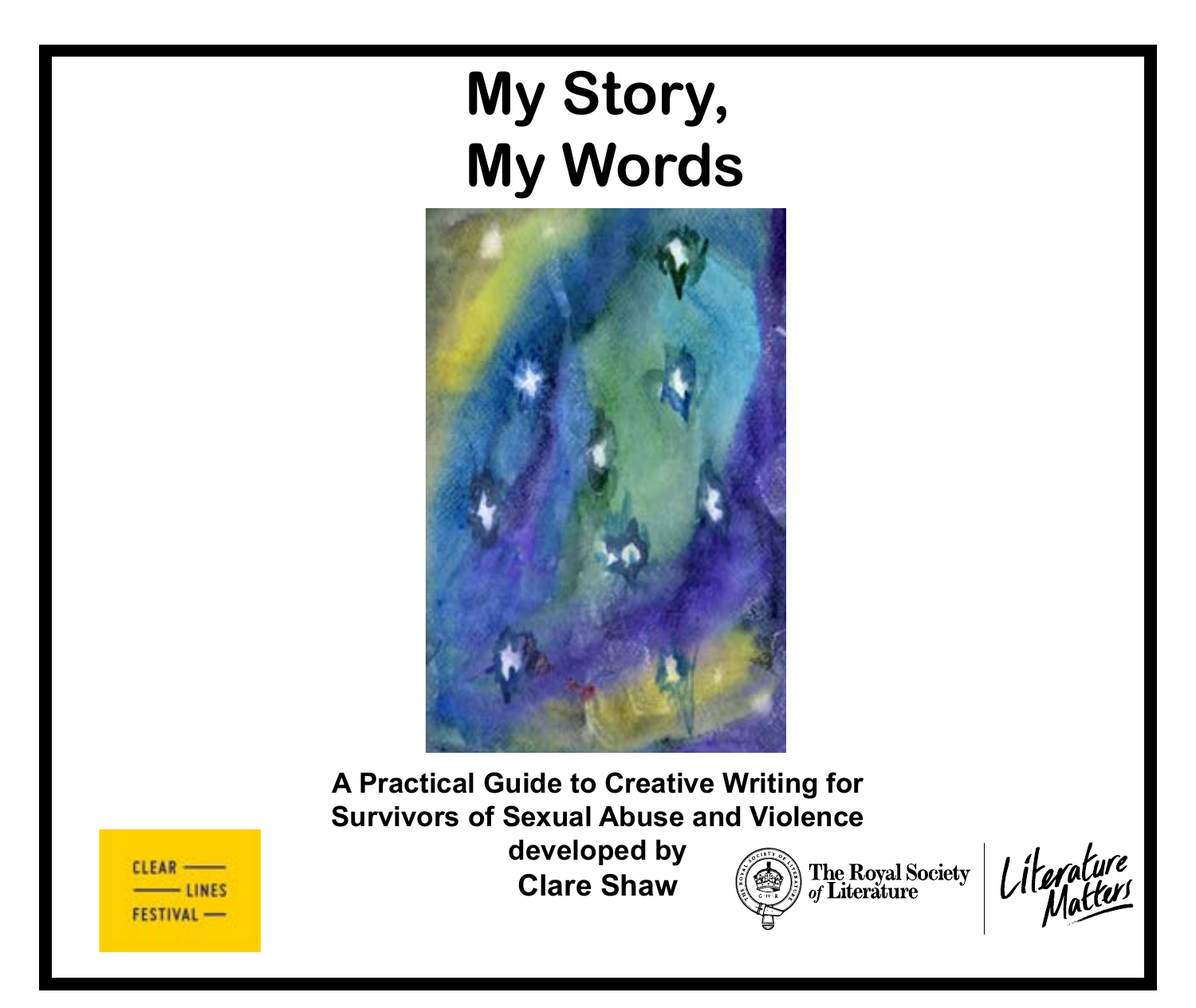# My Story, My Words

**A Practical Guide to Creative Writing for Survivors of Sexual Abuse and Violence developed by Clare Shaw**

CLEAR LINES FESTIVAL

The Royal Society of Literature

Literature Matters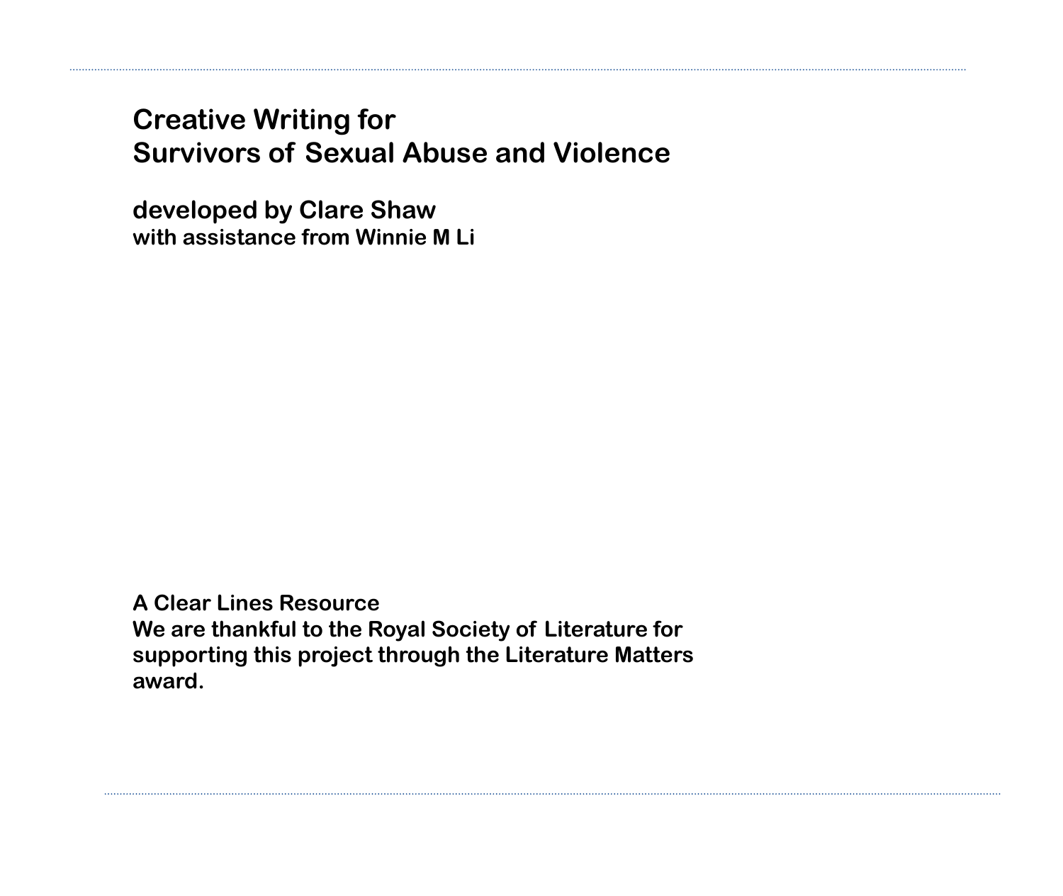# Creative Writing for Survivors of Sexual Abuse and Violence

**developed by Clare Shaw**
**with assistance from Winnie M Li**

**A Clear Lines Resource**
**We are thankful to the Royal Society of Literature for supporting this project through the Literature Matters award.**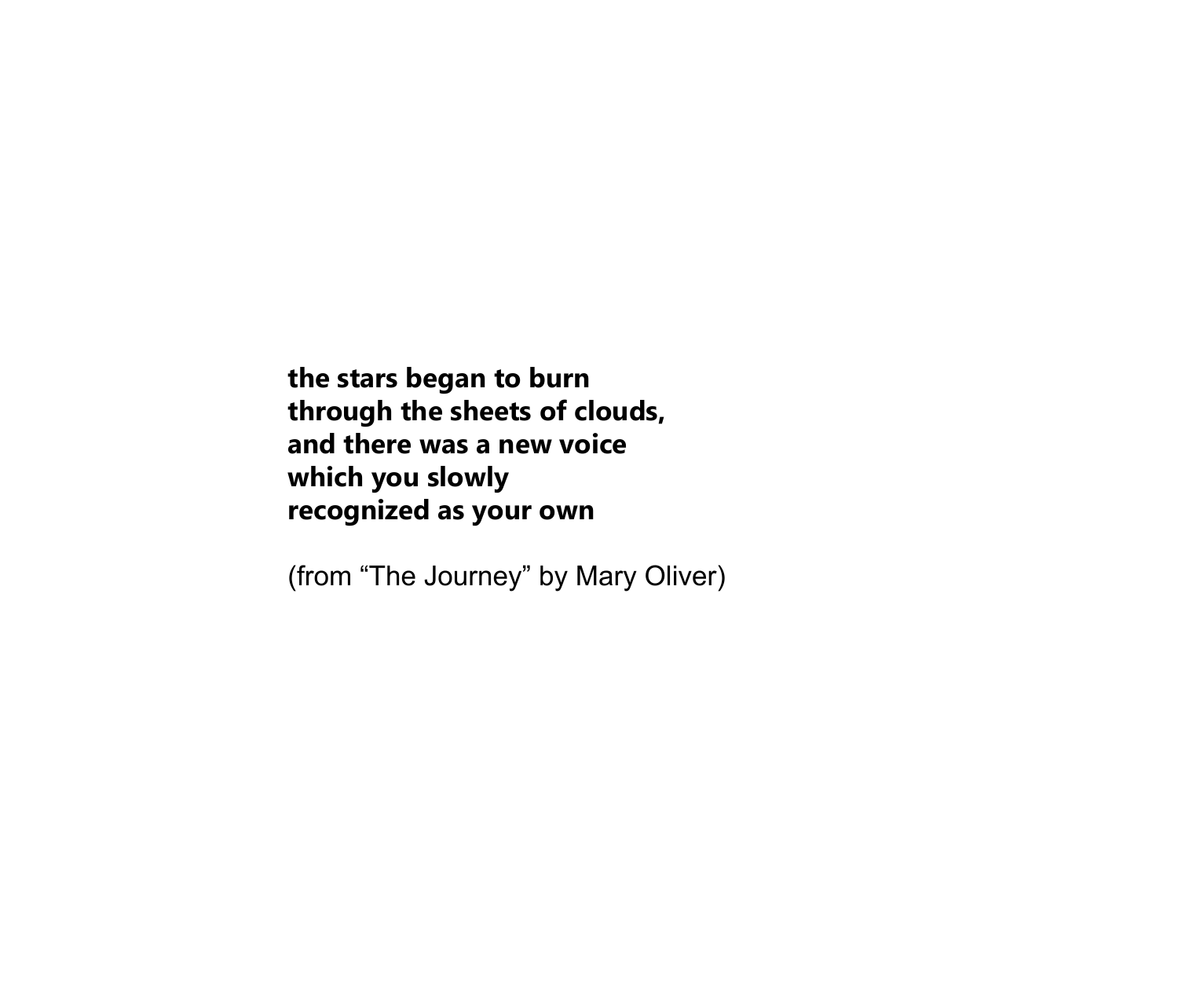**the stars began to burn**
**through the sheets of clouds,**
**and there was a new voice**
**which you slowly**
**recognized as your own**

(from “The Journey” by Mary Oliver)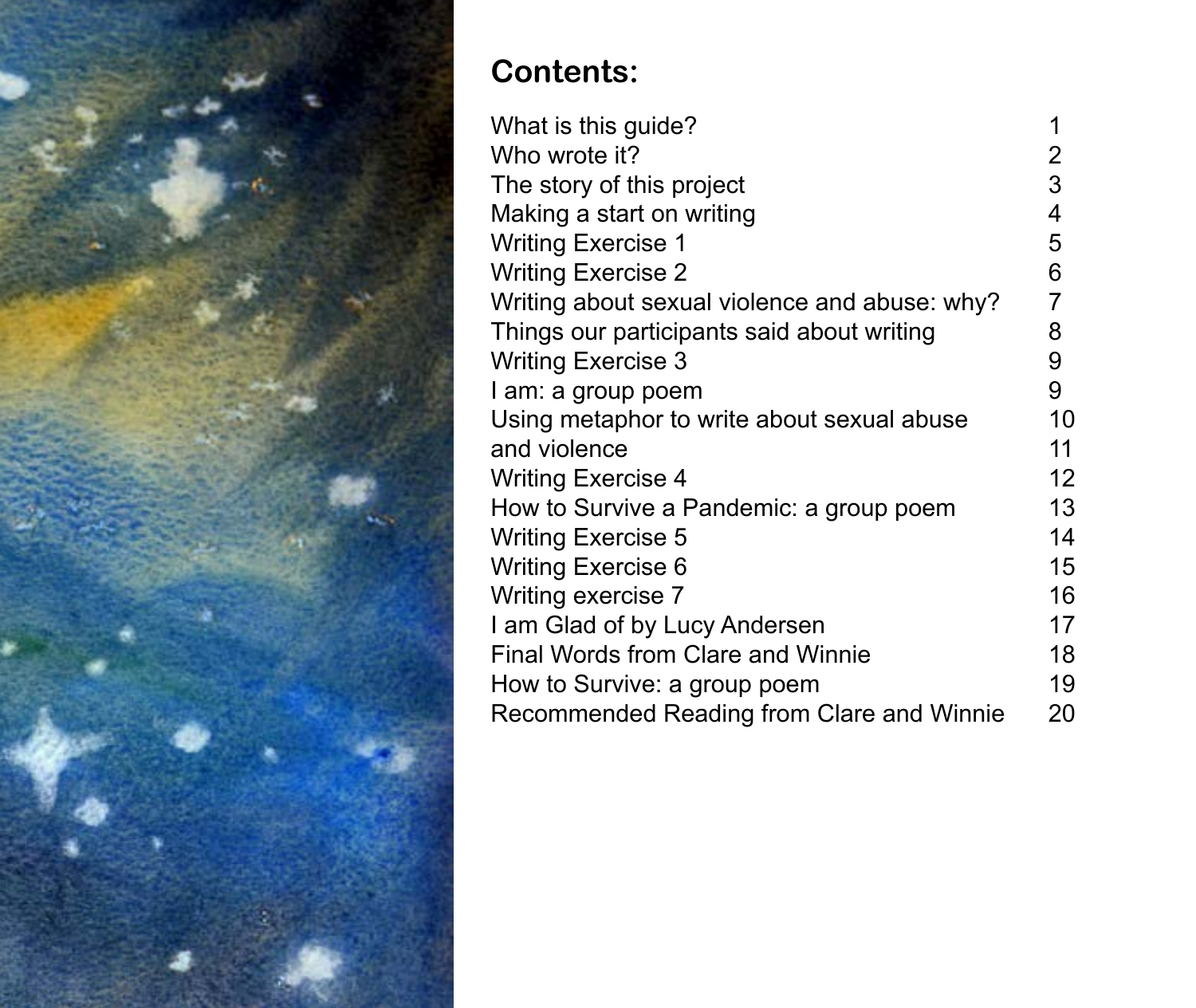## Contents:

| | |
|---|---|
| What is this guide? | 1 |
| Who wrote it? | 2 |
| The story of this project | 3 |
| Making a start on writing | 4 |
| Writing Exercise 1 | 5 |
| Writing Exercise 2 | 6 |
| Writing about sexual violence and abuse: why? | 7 |
| Things our participants said about writing | 8 |
| Writing Exercise 3 | 9 |
| I am: a group poem | 9 |
| Using metaphor to write about sexual abuse | 10 |
| and violence | 11 |
| Writing Exercise 4 | 12 |
| How to Survive a Pandemic: a group poem | 13 |
| Writing Exercise 5 | 14 |
| Writing Exercise 6 | 15 |
| Writing exercise 7 | 16 |
| I am Glad of by Lucy Andersen | 17 |
| Final Words from Clare and Winnie | 18 |
| How to Survive: a group poem | 19 |
| Recommended Reading from Clare and Winnie | 20 |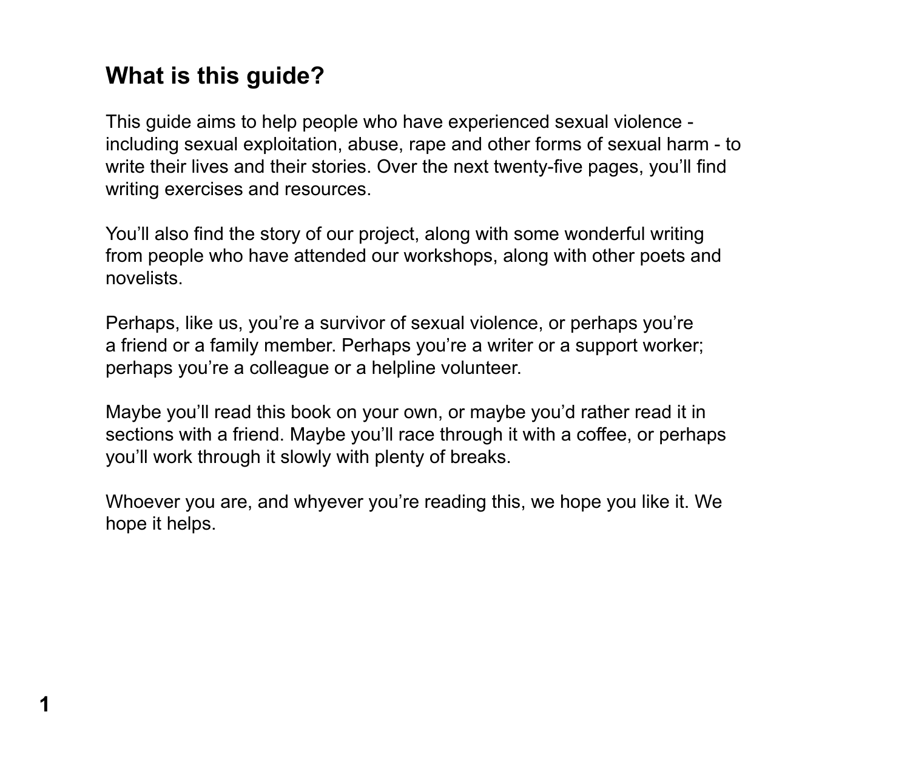## What is this guide?

This guide aims to help people who have experienced sexual violence - including sexual exploitation, abuse, rape and other forms of sexual harm - to write their lives and their stories. Over the next twenty-five pages, you'll find writing exercises and resources.

You'll also find the story of our project, along with some wonderful writing from people who have attended our workshops, along with other poets and novelists.

Perhaps, like us, you're a survivor of sexual violence, or perhaps you're a friend or a family member. Perhaps you're a writer or a support worker; perhaps you're a colleague or a helpline volunteer.

Maybe you'll read this book on your own, or maybe you'd rather read it in sections with a friend. Maybe you'll race through it with a coffee, or perhaps you'll work through it slowly with plenty of breaks.

Whoever you are, and whyever you're reading this, we hope you like it. We hope it helps.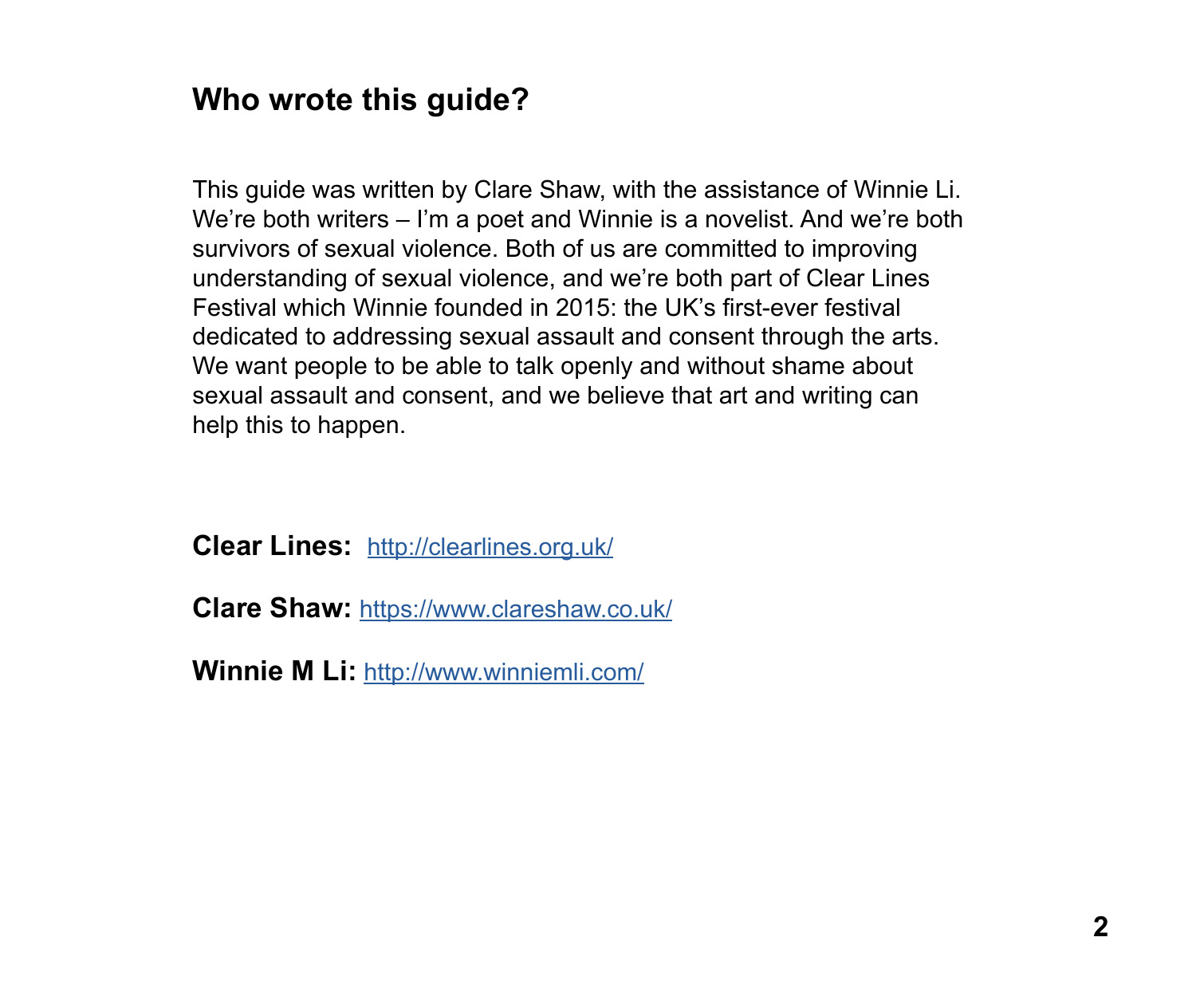## Who wrote this guide?

This guide was written by Clare Shaw, with the assistance of Winnie Li. We're both writers – I'm a poet and Winnie is a novelist. And we're both survivors of sexual violence. Both of us are committed to improving understanding of sexual violence, and we're both part of Clear Lines Festival which Winnie founded in 2015: the UK's first-ever festival dedicated to addressing sexual assault and consent through the arts. We want people to be able to talk openly and without shame about sexual assault and consent, and we believe that art and writing can help this to happen.

**Clear Lines:** http://clearlines.org.uk/

**Clare Shaw:** https://www.clareshaw.co.uk/

**Winnie M Li:** http://www.winniemli.com/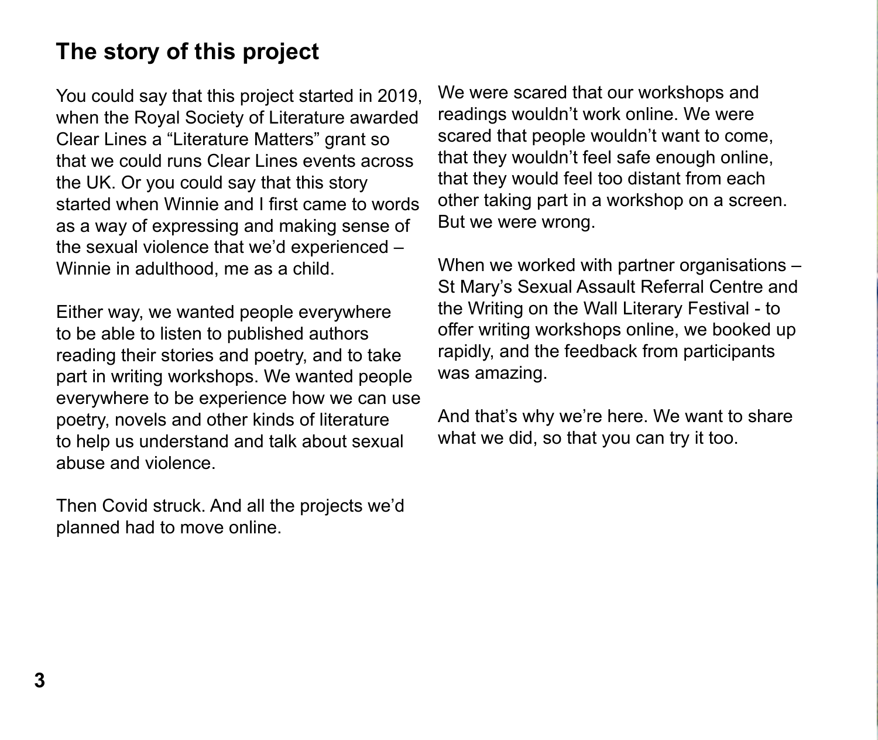## The story of this project

You could say that this project started in 2019, when the Royal Society of Literature awarded Clear Lines a “Literature Matters” grant so that we could runs Clear Lines events across the UK. Or you could say that this story started when Winnie and I first came to words as a way of expressing and making sense of the sexual violence that we’d experienced – Winnie in adulthood, me as a child.

Either way, we wanted people everywhere to be able to listen to published authors reading their stories and poetry, and to take part in writing workshops. We wanted people everywhere to be experience how we can use poetry, novels and other kinds of literature to help us understand and talk about sexual abuse and violence.

Then Covid struck. And all the projects we’d planned had to move online.

We were scared that our workshops and readings wouldn’t work online. We were scared that people wouldn’t want to come, that they wouldn’t feel safe enough online, that they would feel too distant from each other taking part in a workshop on a screen. But we were wrong.

When we worked with partner organisations – St Mary’s Sexual Assault Referral Centre and the Writing on the Wall Literary Festival - to offer writing workshops online, we booked up rapidly, and the feedback from participants was amazing.

And that’s why we’re here. We want to share what we did, so that you can try it too.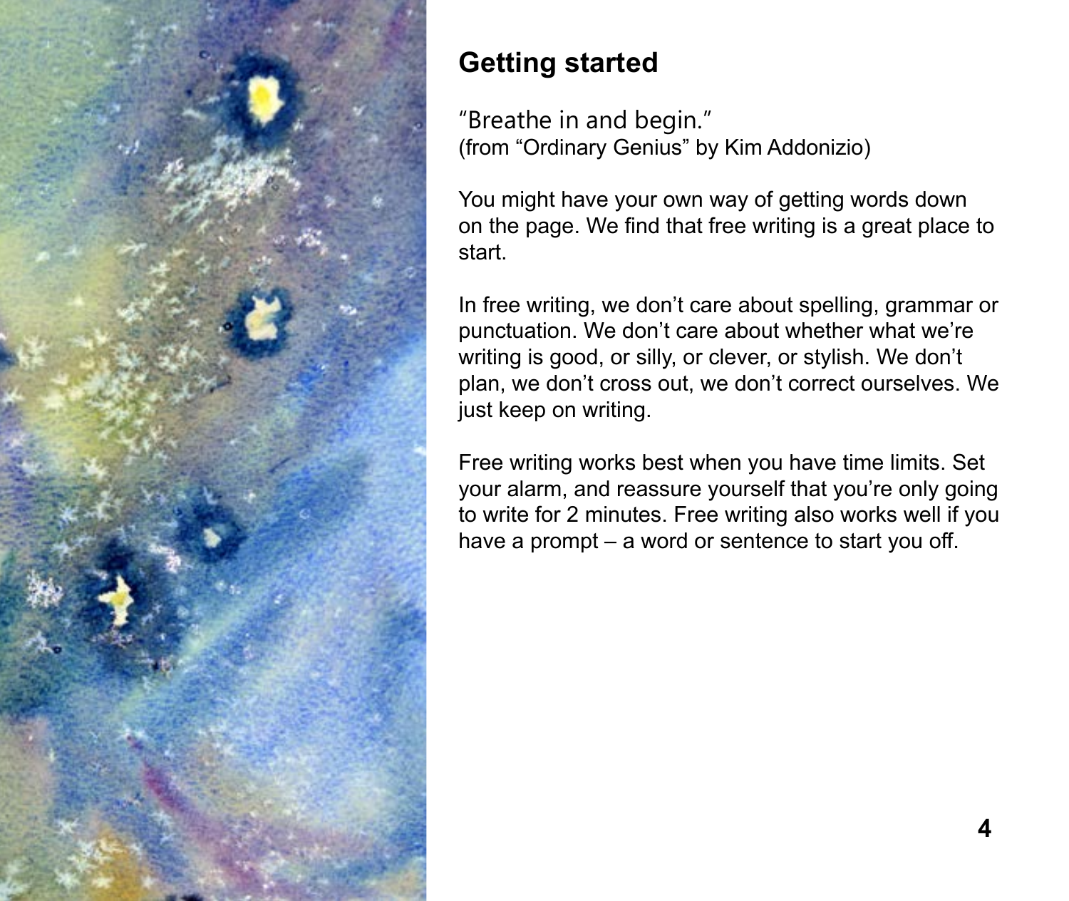## Getting started

"Breathe in and begin."
(from "Ordinary Genius" by Kim Addonizio)

You might have your own way of getting words down on the page. We find that free writing is a great place to start.

In free writing, we don't care about spelling, grammar or punctuation. We don't care about whether what we're writing is good, or silly, or clever, or stylish. We don't plan, we don't cross out, we don't correct ourselves. We just keep on writing.

Free writing works best when you have time limits. Set your alarm, and reassure yourself that you're only going to write for 2 minutes. Free writing also works well if you have a prompt – a word or sentence to start you off.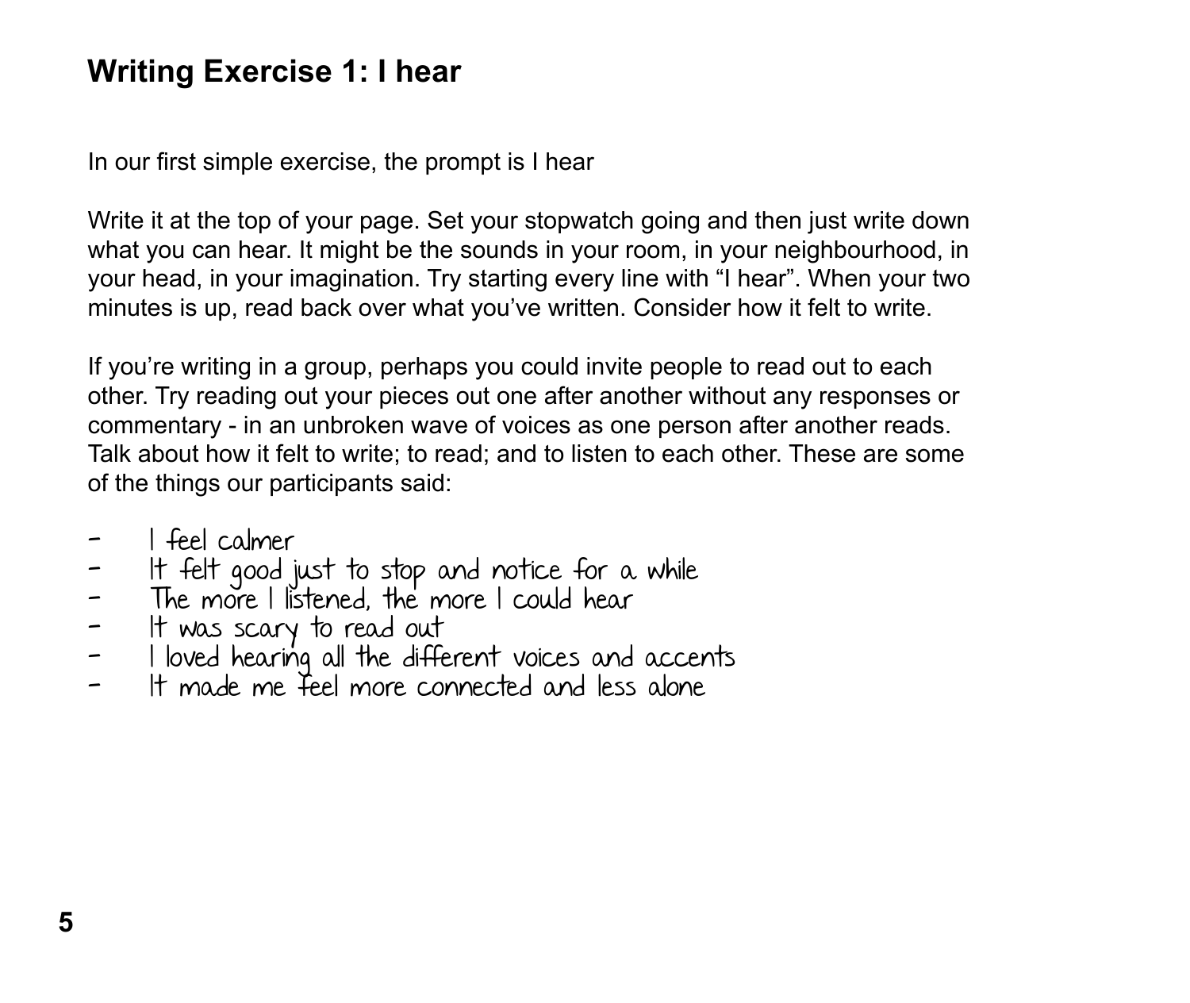## Writing Exercise 1: I hear

In our first simple exercise, the prompt is I hear

Write it at the top of your page. Set your stopwatch going and then just write down what you can hear. It might be the sounds in your room, in your neighbourhood, in your head, in your imagination. Try starting every line with “I hear”. When your two minutes is up, read back over what you’ve written. Consider how it felt to write.

If you’re writing in a group, perhaps you could invite people to read out to each other. Try reading out your pieces out one after another without any responses or commentary - in an unbroken wave of voices as one person after another reads. Talk about how it felt to write; to read; and to listen to each other. These are some of the things our participants said:

- I feel calmer
- It felt good just to stop and notice for a while
- The more I listened, the more I could hear
- It was scary to read out
- I loved hearing all the different voices and accents
- It made me feel more connected and less alone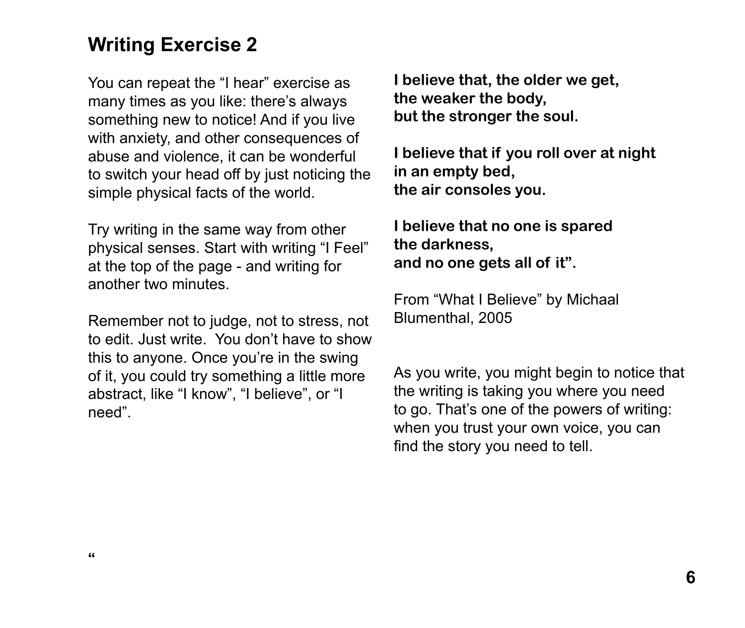## Writing Exercise 2

You can repeat the "I hear" exercise as many times as you like: there's always something new to notice! And if you live with anxiety, and other consequences of abuse and violence, it can be wonderful to switch your head off by just noticing the simple physical facts of the world.

Try writing in the same way from other physical senses. Start with writing "I Feel" at the top of the page - and writing for another two minutes.

Remember not to judge, not to stress, not to edit. Just write. You don't have to show this to anyone. Once you're in the swing of it, you could try something a little more abstract, like "I know", "I believe", or "I need".

"

**I believe that, the older we get,**
**the weaker the body,**
**but the stronger the soul.**

**I believe that if you roll over at night**
**in an empty bed,**
**the air consoles you.**

**I believe that no one is spared**
**the darkness,**
**and no one gets all of it".**

From "What I Believe" by Michaal Blumenthal, 2005

As you write, you might begin to notice that the writing is taking you where you need to go. That's one of the powers of writing: when you trust your own voice, you can find the story you need to tell.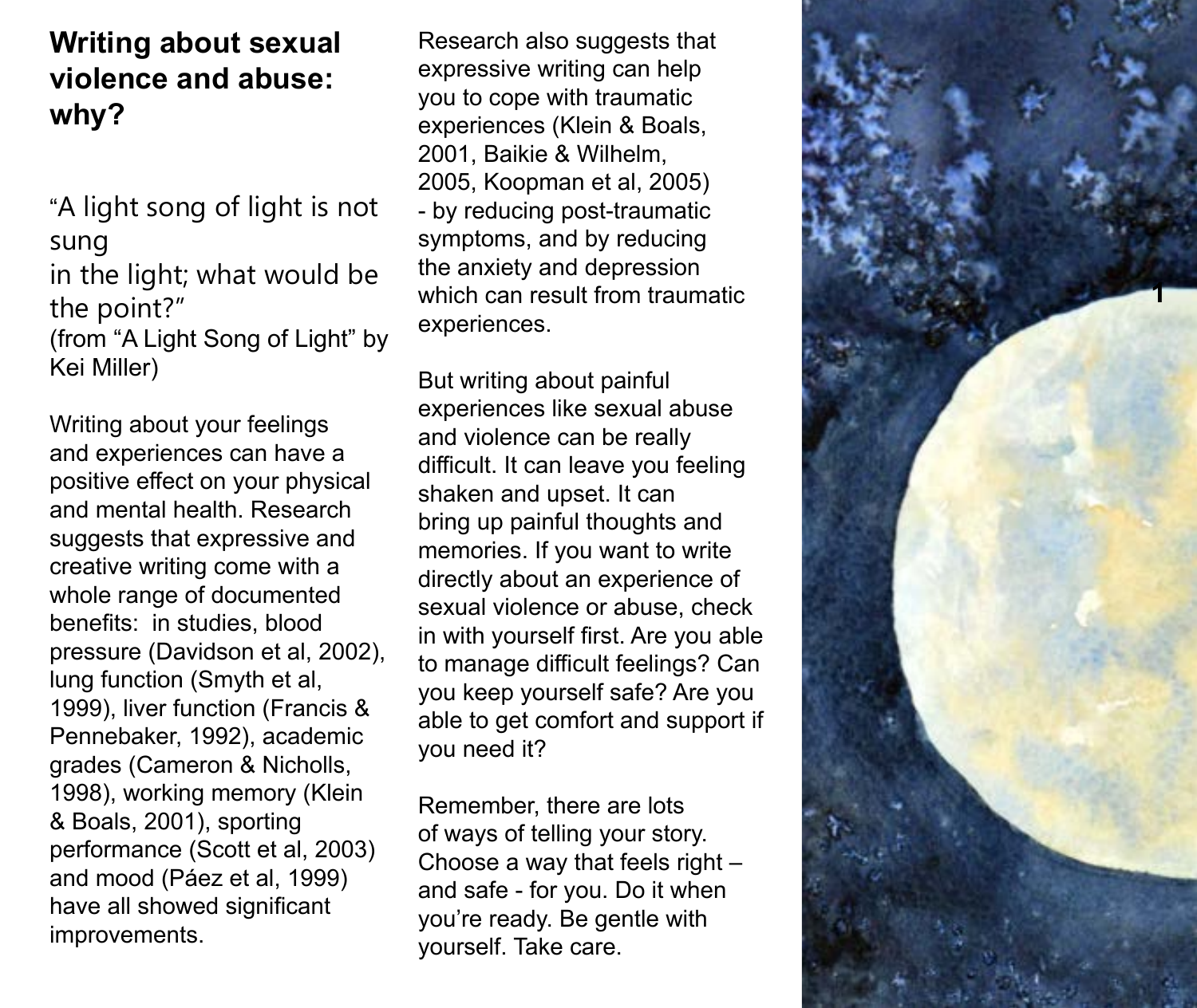## Writing about sexual violence and abuse: why?

"A light song of light is not sung
in the light; what would be the point?"
(from "A Light Song of Light" by Kei Miller)

Writing about your feelings and experiences can have a positive effect on your physical and mental health. Research suggests that expressive and creative writing come with a whole range of documented benefits: in studies, blood pressure (Davidson et al, 2002), lung function (Smyth et al, 1999), liver function (Francis & Pennebaker, 1992), academic grades (Cameron & Nicholls, 1998), working memory (Klein & Boals, 2001), sporting performance (Scott et al, 2003) and mood (Páez et al, 1999) have all showed significant improvements.

Research also suggests that expressive writing can help you to cope with traumatic experiences (Klein & Boals, 2001, Baikie & Wilhelm, 2005, Koopman et al, 2005) - by reducing post-traumatic symptoms, and by reducing the anxiety and depression which can result from traumatic experiences.

But writing about painful experiences like sexual abuse and violence can be really difficult. It can leave you feeling shaken and upset. It can bring up painful thoughts and memories. If you want to write directly about an experience of sexual violence or abuse, check in with yourself first. Are you able to manage difficult feelings? Can you keep yourself safe? Are you able to get comfort and support if you need it?

Remember, there are lots of ways of telling your story. Choose a way that feels right – and safe - for you. Do it when you're ready. Be gentle with yourself. Take care.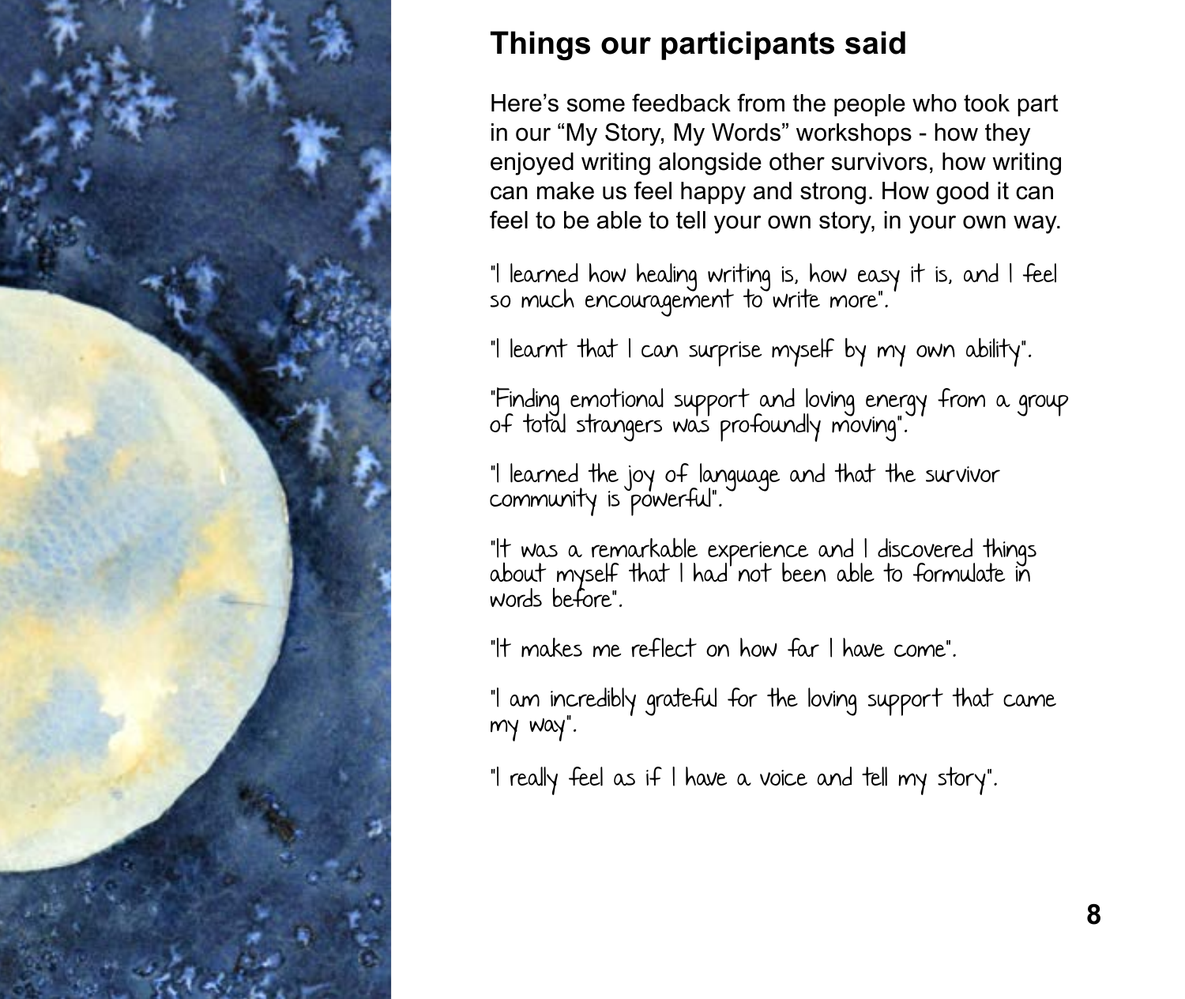## Things our participants said

Here's some feedback from the people who took part in our "My Story, My Words" workshops - how they enjoyed writing alongside other survivors, how writing can make us feel happy and strong. How good it can feel to be able to tell your own story, in your own way.

"I learned how healing writing is, how easy it is, and I feel so much encouragement to write more".

"I learnt that I can surprise myself by my own ability".

"Finding emotional support and loving energy from a group of total strangers was profoundly moving".

"I learned the joy of language and that the survivor community is powerful".

"It was a remarkable experience and I discovered things about myself that I had not been able to formulate in words before".

"It makes me reflect on how far I have come".

"I am incredibly grateful for the loving support that came my way".

"I really feel as if I have a voice and tell my story".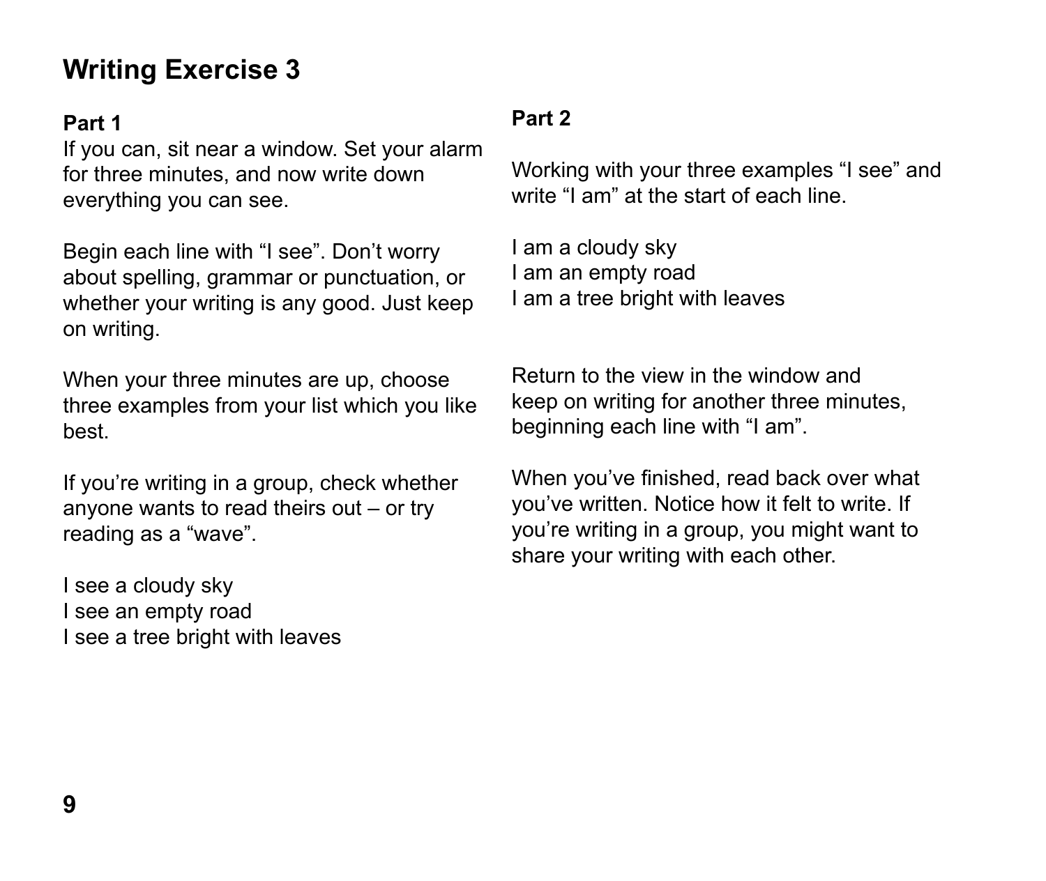# Writing Exercise 3

**Part 1**

If you can, sit near a window. Set your alarm for three minutes, and now write down everything you can see.

Begin each line with "I see". Don't worry about spelling, grammar or punctuation, or whether your writing is any good. Just keep on writing.

When your three minutes are up, choose three examples from your list which you like best.

If you're writing in a group, check whether anyone wants to read theirs out – or try reading as a "wave".

I see a cloudy sky  
I see an empty road  
I see a tree bright with leaves

**Part 2**

Working with your three examples "I see" and write "I am" at the start of each line.

I am a cloudy sky  
I am an empty road  
I am a tree bright with leaves

Return to the view in the window and keep on writing for another three minutes, beginning each line with "I am".

When you've finished, read back over what you've written. Notice how it felt to write. If you're writing in a group, you might want to share your writing with each other.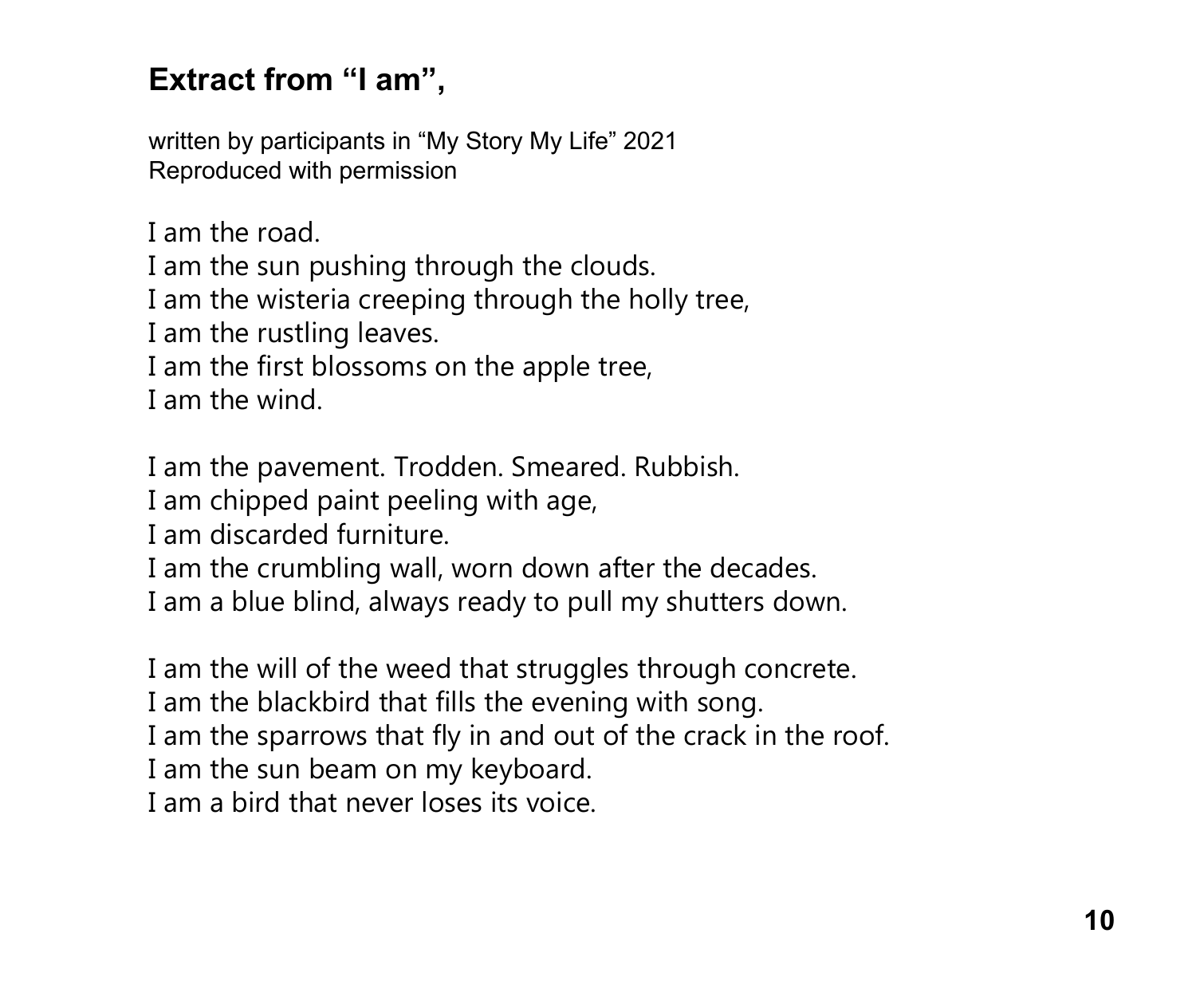## Extract from "I am",

written by participants in "My Story My Life" 2021
Reproduced with permission

I am the road.
I am the sun pushing through the clouds.
I am the wisteria creeping through the holly tree,
I am the rustling leaves.
I am the first blossoms on the apple tree,
I am the wind.

I am the pavement. Trodden. Smeared. Rubbish.
I am chipped paint peeling with age,
I am discarded furniture.
I am the crumbling wall, worn down after the decades.
I am a blue blind, always ready to pull my shutters down.

I am the will of the weed that struggles through concrete.
I am the blackbird that fills the evening with song.
I am the sparrows that fly in and out of the crack in the roof.
I am the sun beam on my keyboard.
I am a bird that never loses its voice.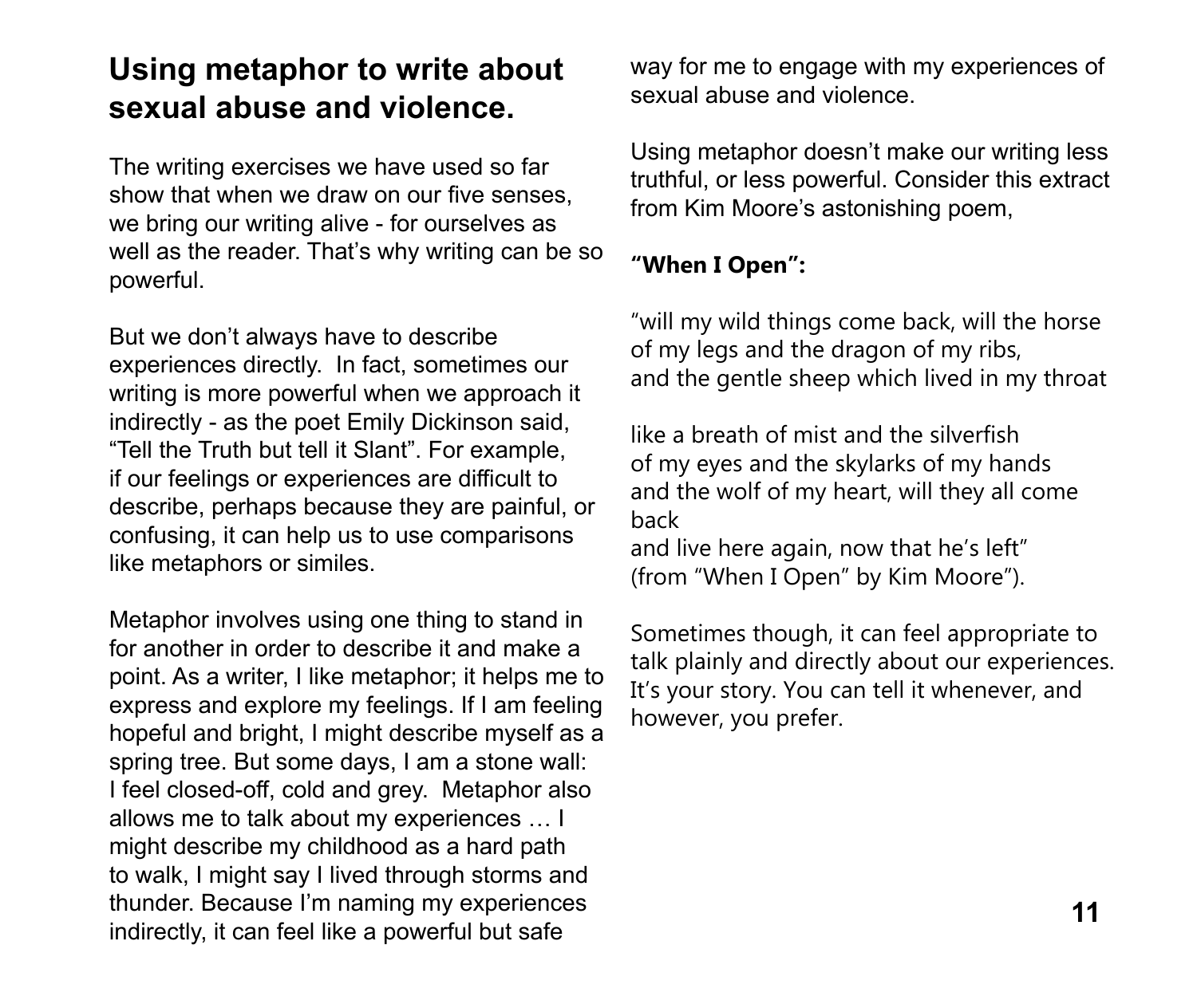## Using metaphor to write about sexual abuse and violence.

The writing exercises we have used so far show that when we draw on our five senses, we bring our writing alive - for ourselves as well as the reader. That's why writing can be so powerful.

But we don't always have to describe experiences directly. In fact, sometimes our writing is more powerful when we approach it indirectly - as the poet Emily Dickinson said, "Tell the Truth but tell it Slant". For example, if our feelings or experiences are difficult to describe, perhaps because they are painful, or confusing, it can help us to use comparisons like metaphors or similes.

Metaphor involves using one thing to stand in for another in order to describe it and make a point. As a writer, I like metaphor; it helps me to express and explore my feelings. If I am feeling hopeful and bright, I might describe myself as a spring tree. But some days, I am a stone wall: I feel closed-off, cold and grey. Metaphor also allows me to talk about my experiences … I might describe my childhood as a hard path to walk, I might say I lived through storms and thunder. Because I'm naming my experiences indirectly, it can feel like a powerful but safe way for me to engage with my experiences of sexual abuse and violence.

Using metaphor doesn't make our writing less truthful, or less powerful. Consider this extract from Kim Moore's astonishing poem,

**"When I Open":**

"will my wild things come back, will the horse
of my legs and the dragon of my ribs,
and the gentle sheep which lived in my throat

like a breath of mist and the silverfish
of my eyes and the skylarks of my hands
and the wolf of my heart, will they all come back
and live here again, now that he's left"
(from "When I Open" by Kim Moore").

Sometimes though, it can feel appropriate to talk plainly and directly about our experiences. It's your story. You can tell it whenever, and however, you prefer.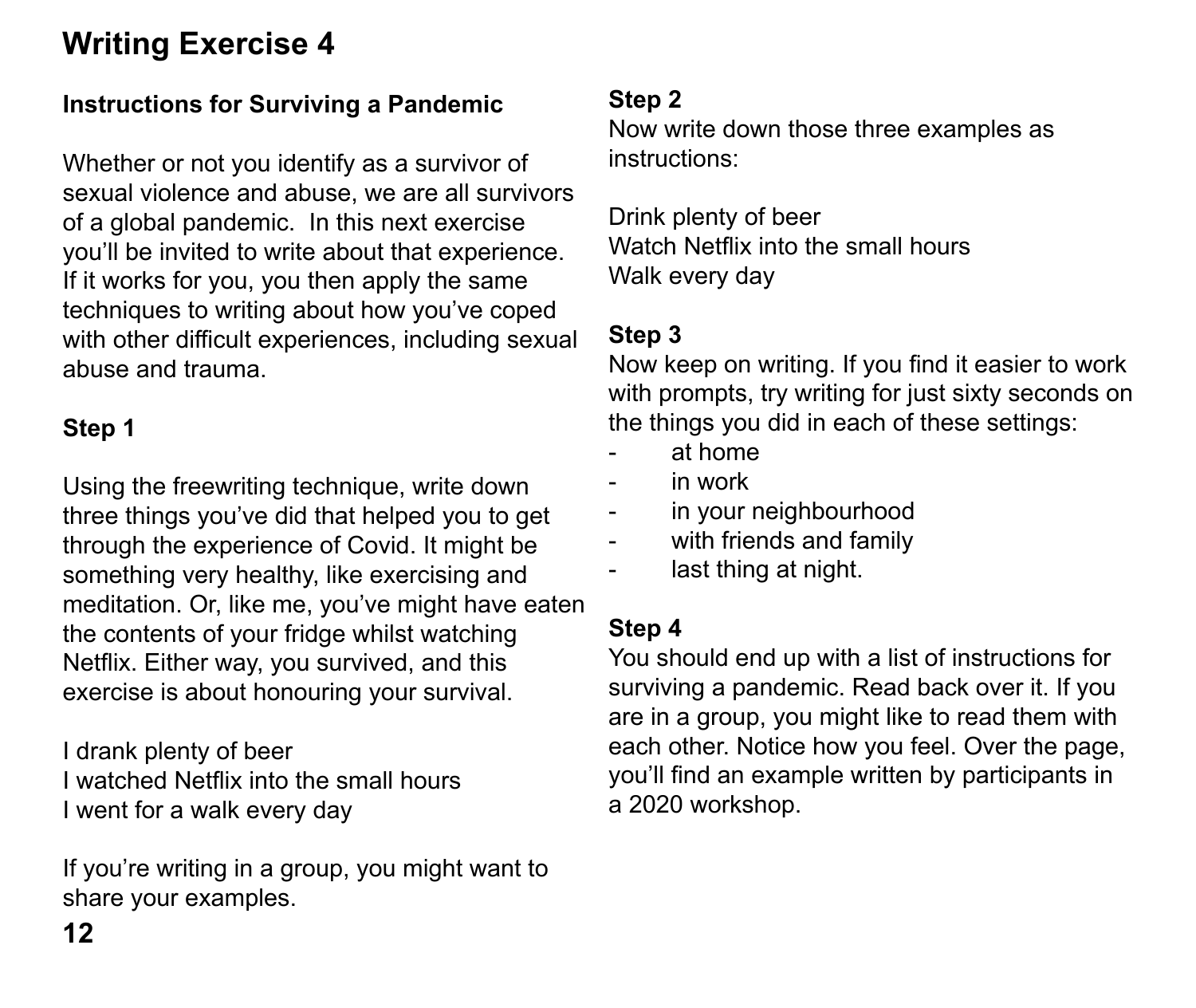# Writing Exercise 4

## Instructions for Surviving a Pandemic

Whether or not you identify as a survivor of sexual violence and abuse, we are all survivors of a global pandemic. In this next exercise you'll be invited to write about that experience. If it works for you, you then apply the same techniques to writing about how you've coped with other difficult experiences, including sexual abuse and trauma.

### Step 1

Using the freewriting technique, write down three things you've did that helped you to get through the experience of Covid. It might be something very healthy, like exercising and meditation. Or, like me, you've might have eaten the contents of your fridge whilst watching Netflix. Either way, you survived, and this exercise is about honouring your survival.

I drank plenty of beer
I watched Netflix into the small hours
I went for a walk every day

If you're writing in a group, you might want to share your examples.

### Step 2

Now write down those three examples as instructions:

Drink plenty of beer
Watch Netflix into the small hours
Walk every day

### Step 3

Now keep on writing. If you find it easier to work with prompts, try writing for just sixty seconds on the things you did in each of these settings:

- at home
- in work
- in your neighbourhood
- with friends and family
- last thing at night.

### Step 4

You should end up with a list of instructions for surviving a pandemic. Read back over it. If you are in a group, you might like to read them with each other. Notice how you feel. Over the page, you'll find an example written by participants in a 2020 workshop.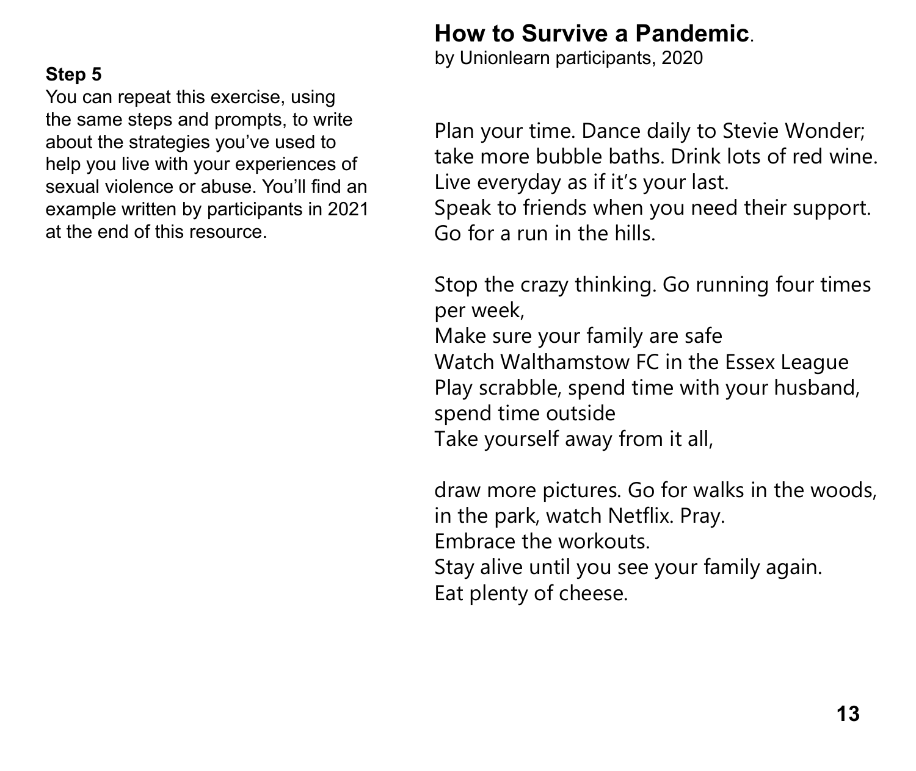**Step 5**

You can repeat this exercise, using the same steps and prompts, to write about the strategies you've used to help you live with your experiences of sexual violence or abuse. You'll find an example written by participants in 2021 at the end of this resource.

## How to Survive a Pandemic.

by Unionlearn participants, 2020

Plan your time. Dance daily to Stevie Wonder;  
take more bubble baths. Drink lots of red wine.  
Live everyday as if it's your last.  
Speak to friends when you need their support.  
Go for a run in the hills.

Stop the crazy thinking. Go running four times per week,  
Make sure your family are safe  
Watch Walthamstow FC in the Essex League  
Play scrabble, spend time with your husband, spend time outside  
Take yourself away from it all,

draw more pictures. Go for walks in the woods,  
in the park, watch Netflix. Pray.  
Embrace the workouts.  
Stay alive until you see your family again.  
Eat plenty of cheese.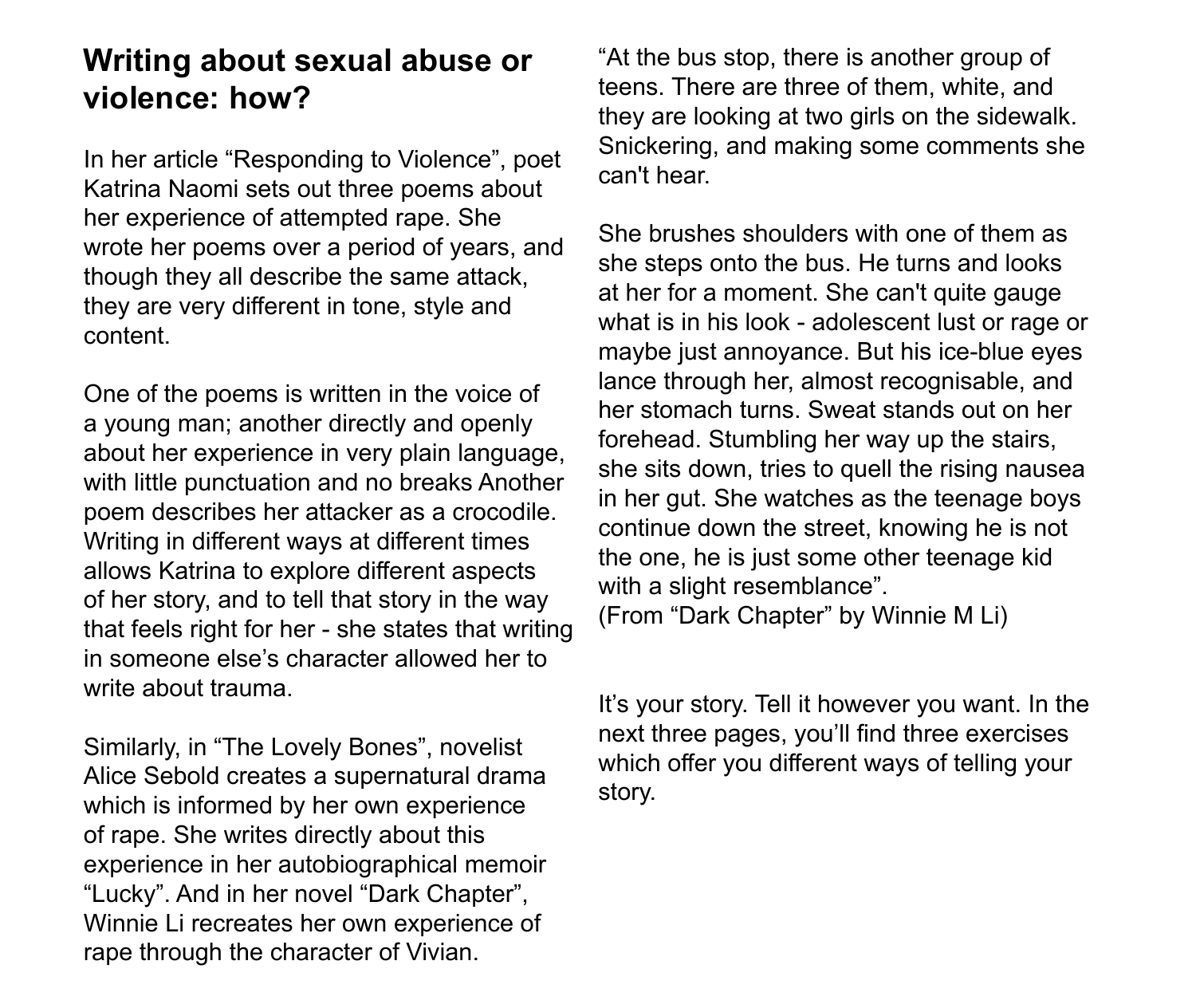## Writing about sexual abuse or violence: how?

In her article “Responding to Violence”, poet Katrina Naomi sets out three poems about her experience of attempted rape. She wrote her poems over a period of years, and though they all describe the same attack, they are very different in tone, style and content.

One of the poems is written in the voice of a young man; another directly and openly about her experience in very plain language, with little punctuation and no breaks Another poem describes her attacker as a crocodile. Writing in different ways at different times allows Katrina to explore different aspects of her story, and to tell that story in the way that feels right for her - she states that writing in someone else’s character allowed her to write about trauma.

Similarly, in “The Lovely Bones”, novelist Alice Sebold creates a supernatural drama which is informed by her own experience of rape. She writes directly about this experience in her autobiographical memoir “Lucky”. And in her novel “Dark Chapter”, Winnie Li recreates her own experience of rape through the character of Vivian.

“At the bus stop, there is another group of teens. There are three of them, white, and they are looking at two girls on the sidewalk. Snickering, and making some comments she can't hear.

She brushes shoulders with one of them as she steps onto the bus. He turns and looks at her for a moment. She can't quite gauge what is in his look - adolescent lust or rage or maybe just annoyance. But his ice-blue eyes lance through her, almost recognisable, and her stomach turns. Sweat stands out on her forehead. Stumbling her way up the stairs, she sits down, tries to quell the rising nausea in her gut. She watches as the teenage boys continue down the street, knowing he is not the one, he is just some other teenage kid with a slight resemblance”.
(From “Dark Chapter” by Winnie M Li)

It’s your story. Tell it however you want. In the next three pages, you’ll find three exercises which offer you different ways of telling your story.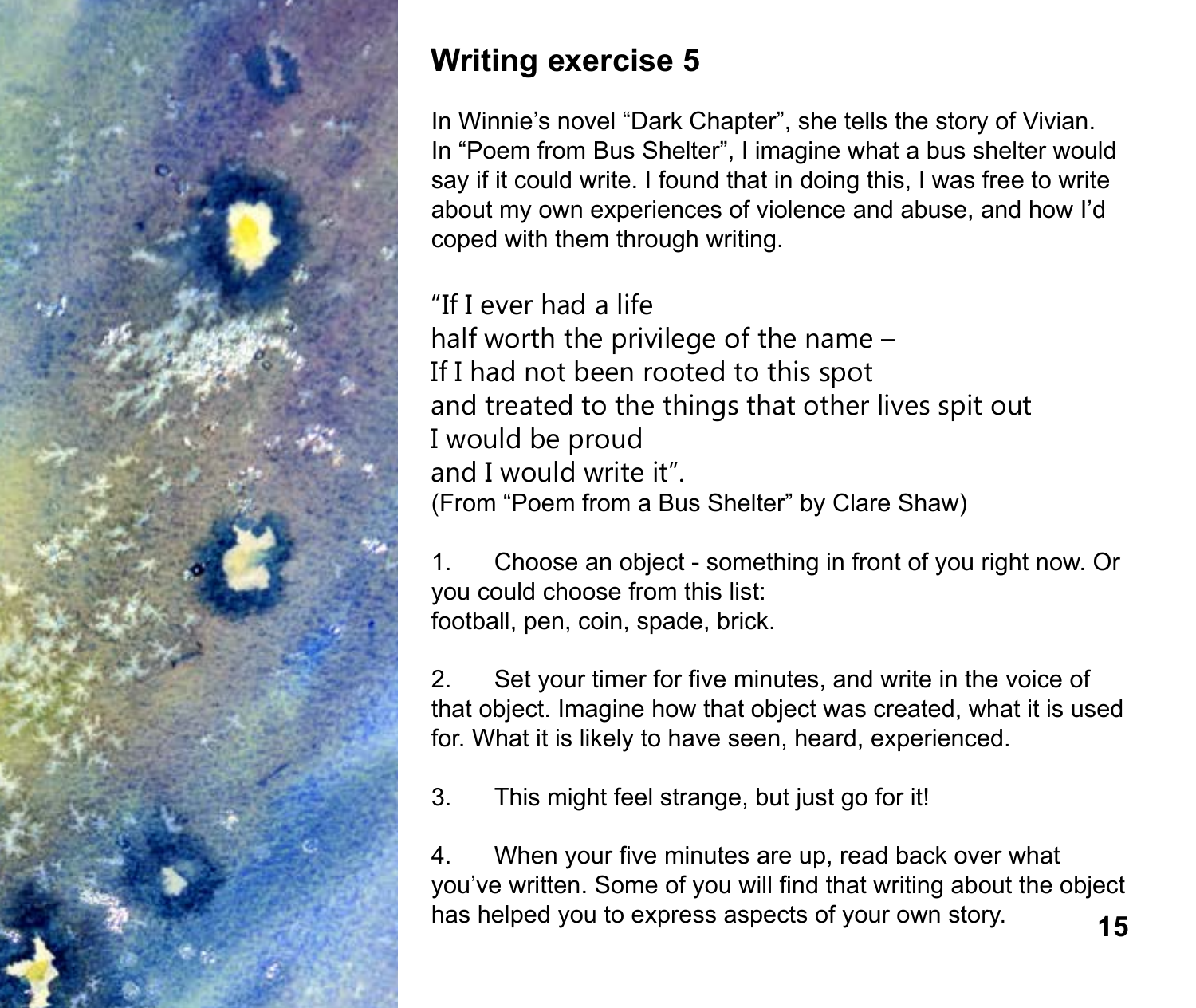## Writing exercise 5

In Winnie's novel "Dark Chapter", she tells the story of Vivian. In "Poem from Bus Shelter", I imagine what a bus shelter would say if it could write. I found that in doing this, I was free to write about my own experiences of violence and abuse, and how I'd coped with them through writing.

"If I ever had a life  
half worth the privilege of the name –  
If I had not been rooted to this spot  
and treated to the things that other lives spit out  
I would be proud  
and I would write it".  
(From "Poem from a Bus Shelter" by Clare Shaw)

1. Choose an object - something in front of you right now. Or you could choose from this list:  
football, pen, coin, spade, brick.

2. Set your timer for five minutes, and write in the voice of that object. Imagine how that object was created, what it is used for. What it is likely to have seen, heard, experienced.

3. This might feel strange, but just go for it!

4. When your five minutes are up, read back over what you've written. Some of you will find that writing about the object has helped you to express aspects of your own story.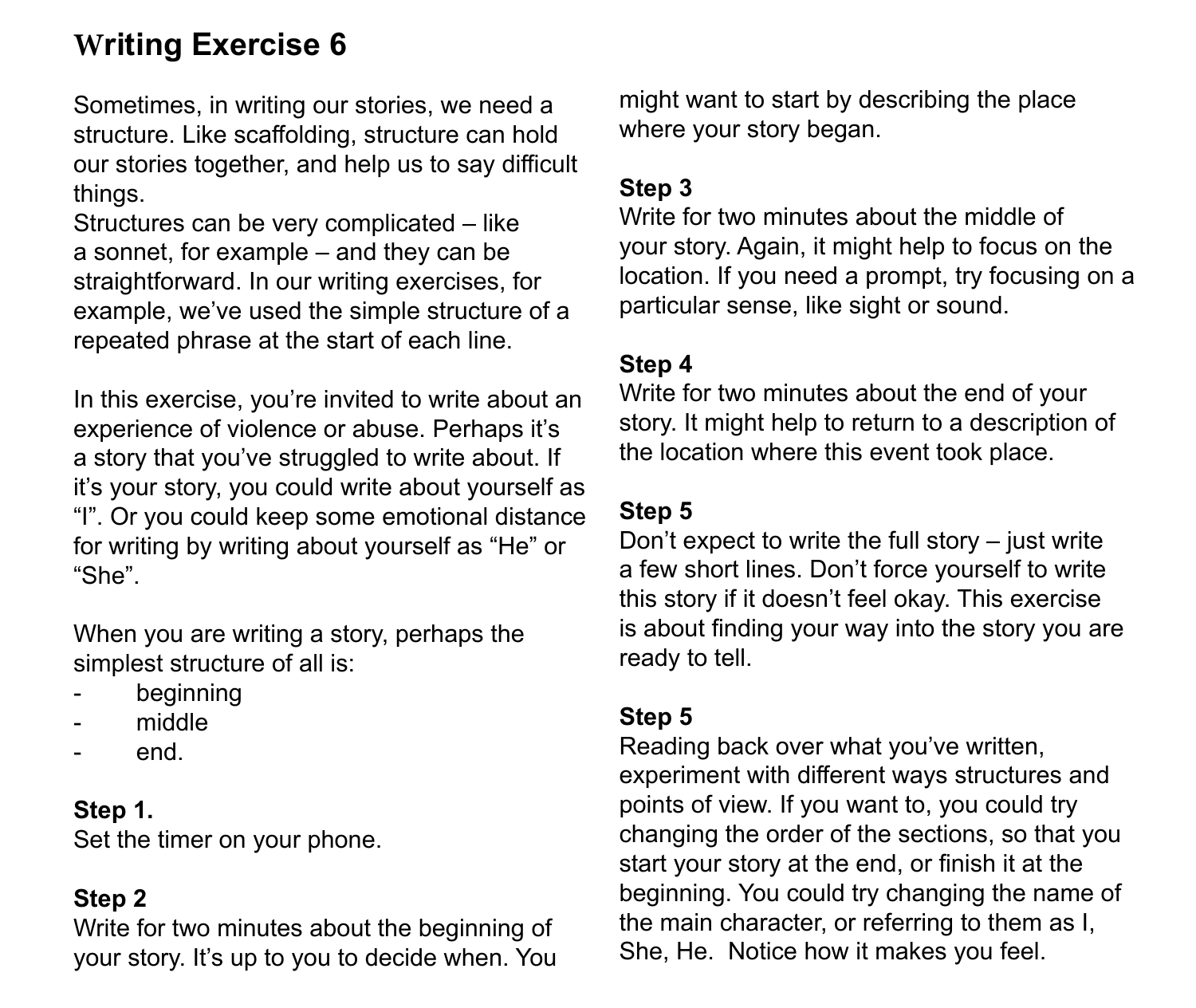# Writing Exercise 6

Sometimes, in writing our stories, we need a structure. Like scaffolding, structure can hold our stories together, and help us to say difficult things.
Structures can be very complicated – like a sonnet, for example – and they can be straightforward. In our writing exercises, for example, we've used the simple structure of a repeated phrase at the start of each line.

In this exercise, you're invited to write about an experience of violence or abuse. Perhaps it's a story that you've struggled to write about. If it's your story, you could write about yourself as "I". Or you could keep some emotional distance for writing by writing about yourself as "He" or "She".

When you are writing a story, perhaps the simplest structure of all is:

- beginning
- middle
- end.

**Step 1.**
Set the timer on your phone.

**Step 2**
Write for two minutes about the beginning of your story. It's up to you to decide when. You might want to start by describing the place where your story began.

**Step 3**
Write for two minutes about the middle of your story. Again, it might help to focus on the location. If you need a prompt, try focusing on a particular sense, like sight or sound.

**Step 4**
Write for two minutes about the end of your story. It might help to return to a description of the location where this event took place.

**Step 5**
Don't expect to write the full story – just write a few short lines. Don't force yourself to write this story if it doesn't feel okay. This exercise is about finding your way into the story you are ready to tell.

**Step 5**
Reading back over what you've written, experiment with different ways structures and points of view. If you want to, you could try changing the order of the sections, so that you start your story at the end, or finish it at the beginning. You could try changing the name of the main character, or referring to them as I, She, He. Notice how it makes you feel.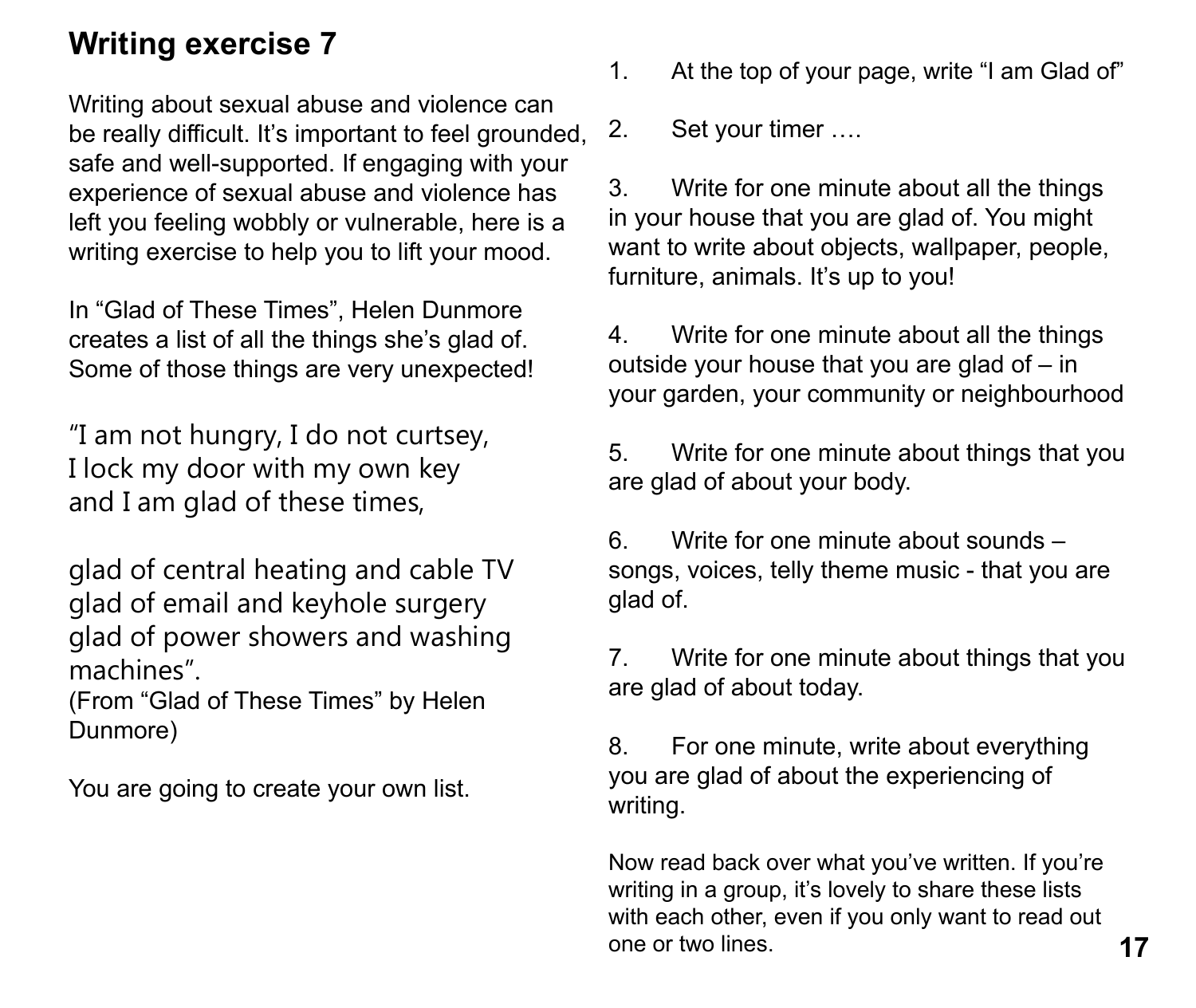## Writing exercise 7

Writing about sexual abuse and violence can be really difficult. It's important to feel grounded, safe and well-supported. If engaging with your experience of sexual abuse and violence has left you feeling wobbly or vulnerable, here is a writing exercise to help you to lift your mood.

In "Glad of These Times", Helen Dunmore creates a list of all the things she's glad of. Some of those things are very unexpected!

"I am not hungry, I do not curtsey,
I lock my door with my own key
and I am glad of these times,

glad of central heating and cable TV
glad of email and keyhole surgery
glad of power showers and washing machines".

(From "Glad of These Times" by Helen Dunmore)

You are going to create your own list.

1. At the top of your page, write "I am Glad of"
2. Set your timer ….
3. Write for one minute about all the things in your house that you are glad of. You might want to write about objects, wallpaper, people, furniture, animals. It's up to you!
4. Write for one minute about all the things outside your house that you are glad of – in your garden, your community or neighbourhood
5. Write for one minute about things that you are glad of about your body.
6. Write for one minute about sounds – songs, voices, telly theme music - that you are glad of.
7. Write for one minute about things that you are glad of about today.
8. For one minute, write about everything you are glad of about the experiencing of writing.

Now read back over what you've written. If you're writing in a group, it's lovely to share these lists with each other, even if you only want to read out one or two lines.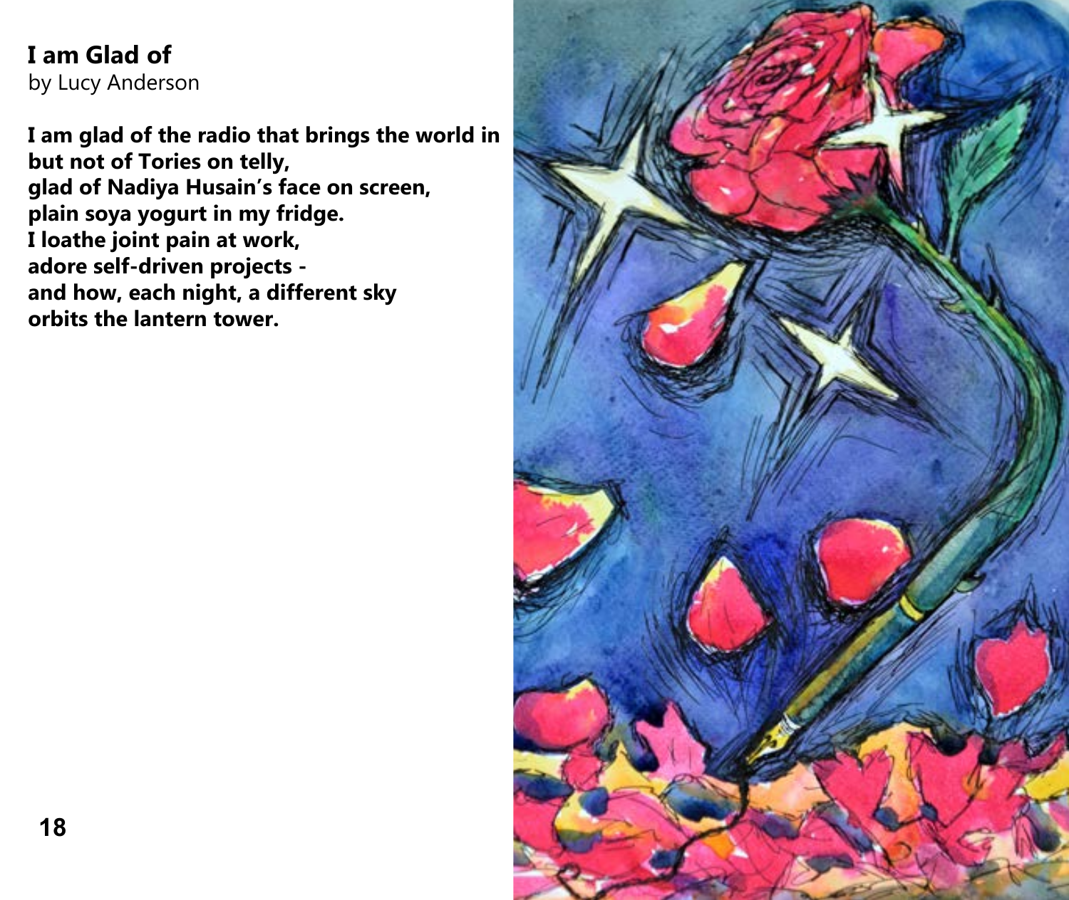# I am Glad of

by Lucy Anderson

**I am glad of the radio that brings the world in**
**but not of Tories on telly,**
**glad of Nadiya Husain's face on screen,**
**plain soya yogurt in my fridge.**
**I loathe joint pain at work,**
**adore self-driven projects -**
**and how, each night, a different sky**
**orbits the lantern tower.**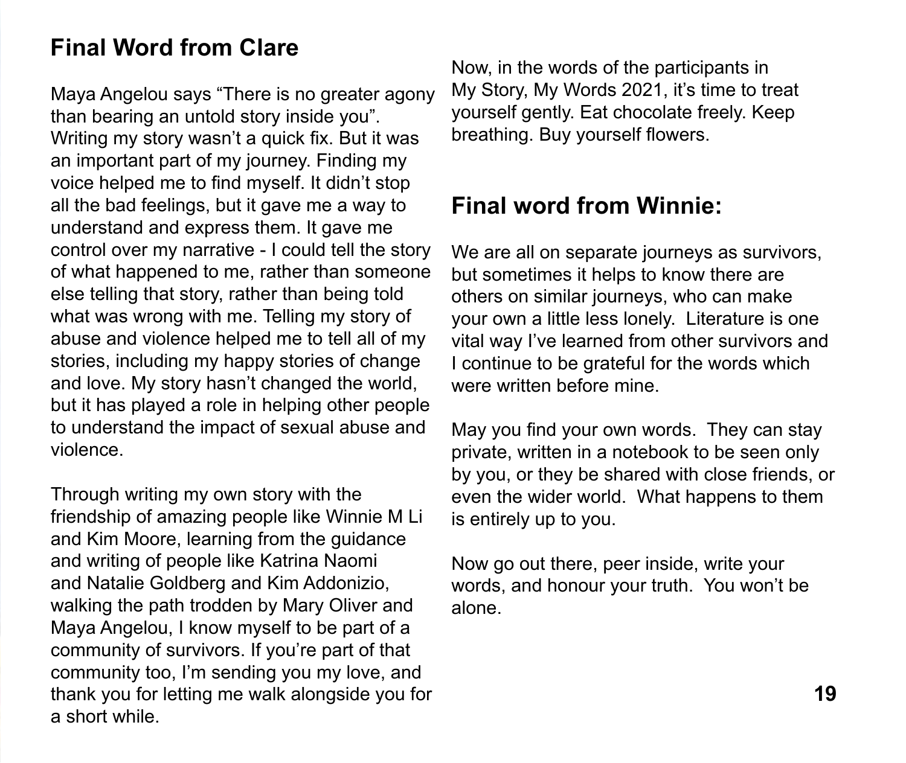## Final Word from Clare

Maya Angelou says "There is no greater agony than bearing an untold story inside you". Writing my story wasn't a quick fix. But it was an important part of my journey. Finding my voice helped me to find myself. It didn't stop all the bad feelings, but it gave me a way to understand and express them. It gave me control over my narrative - I could tell the story of what happened to me, rather than someone else telling that story, rather than being told what was wrong with me. Telling my story of abuse and violence helped me to tell all of my stories, including my happy stories of change and love. My story hasn't changed the world, but it has played a role in helping other people to understand the impact of sexual abuse and violence.

Through writing my own story with the friendship of amazing people like Winnie M Li and Kim Moore, learning from the guidance and writing of people like Katrina Naomi and Natalie Goldberg and Kim Addonizio, walking the path trodden by Mary Oliver and Maya Angelou, I know myself to be part of a community of survivors. If you're part of that community too, I'm sending you my love, and thank you for letting me walk alongside you for a short while.

Now, in the words of the participants in My Story, My Words 2021, it's time to treat yourself gently. Eat chocolate freely. Keep breathing. Buy yourself flowers.

## Final word from Winnie:

We are all on separate journeys as survivors, but sometimes it helps to know there are others on similar journeys, who can make your own a little less lonely. Literature is one vital way I've learned from other survivors and I continue to be grateful for the words which were written before mine.

May you find your own words. They can stay private, written in a notebook to be seen only by you, or they be shared with close friends, or even the wider world. What happens to them is entirely up to you.

Now go out there, peer inside, write your words, and honour your truth. You won't be alone.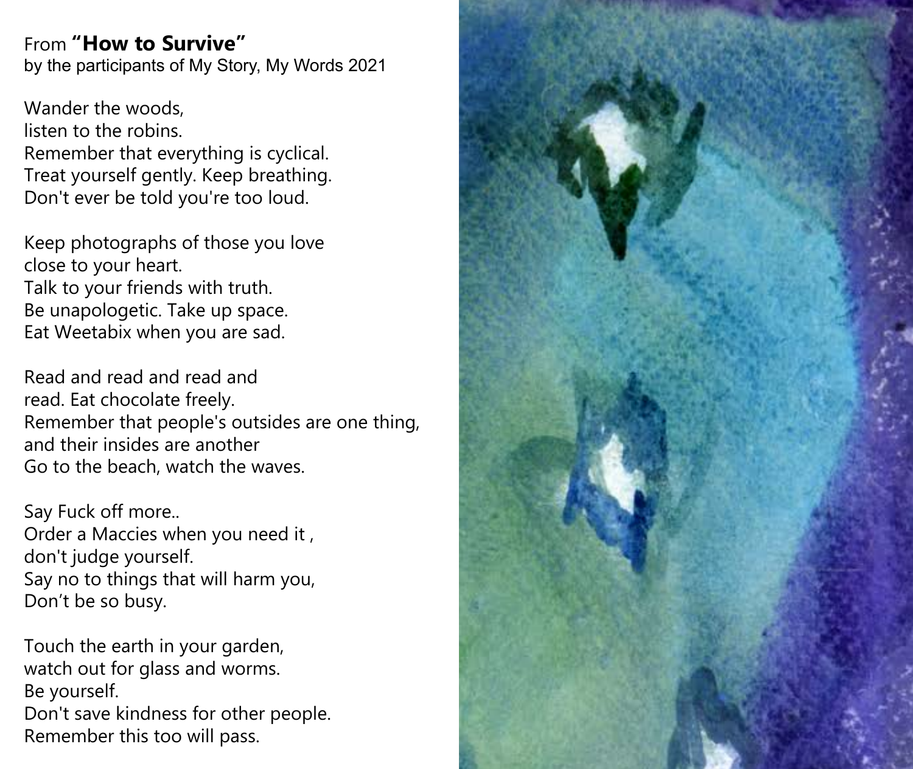From **"How to Survive"**
by the participants of My Story, My Words 2021

Wander the woods,
listen to the robins.
Remember that everything is cyclical.
Treat yourself gently. Keep breathing.
Don't ever be told you're too loud.

Keep photographs of those you love
close to your heart.
Talk to your friends with truth.
Be unapologetic. Take up space.
Eat Weetabix when you are sad.

Read and read and read and
read. Eat chocolate freely.
Remember that people's outsides are one thing,
and their insides are another
Go to the beach, watch the waves.

Say Fuck off more..
Order a Maccies when you need it ,
don't judge yourself.
Say no to things that will harm you,
Don’t be so busy.

Touch the earth in your garden,
watch out for glass and worms.
Be yourself.
Don't save kindness for other people.
Remember this too will pass.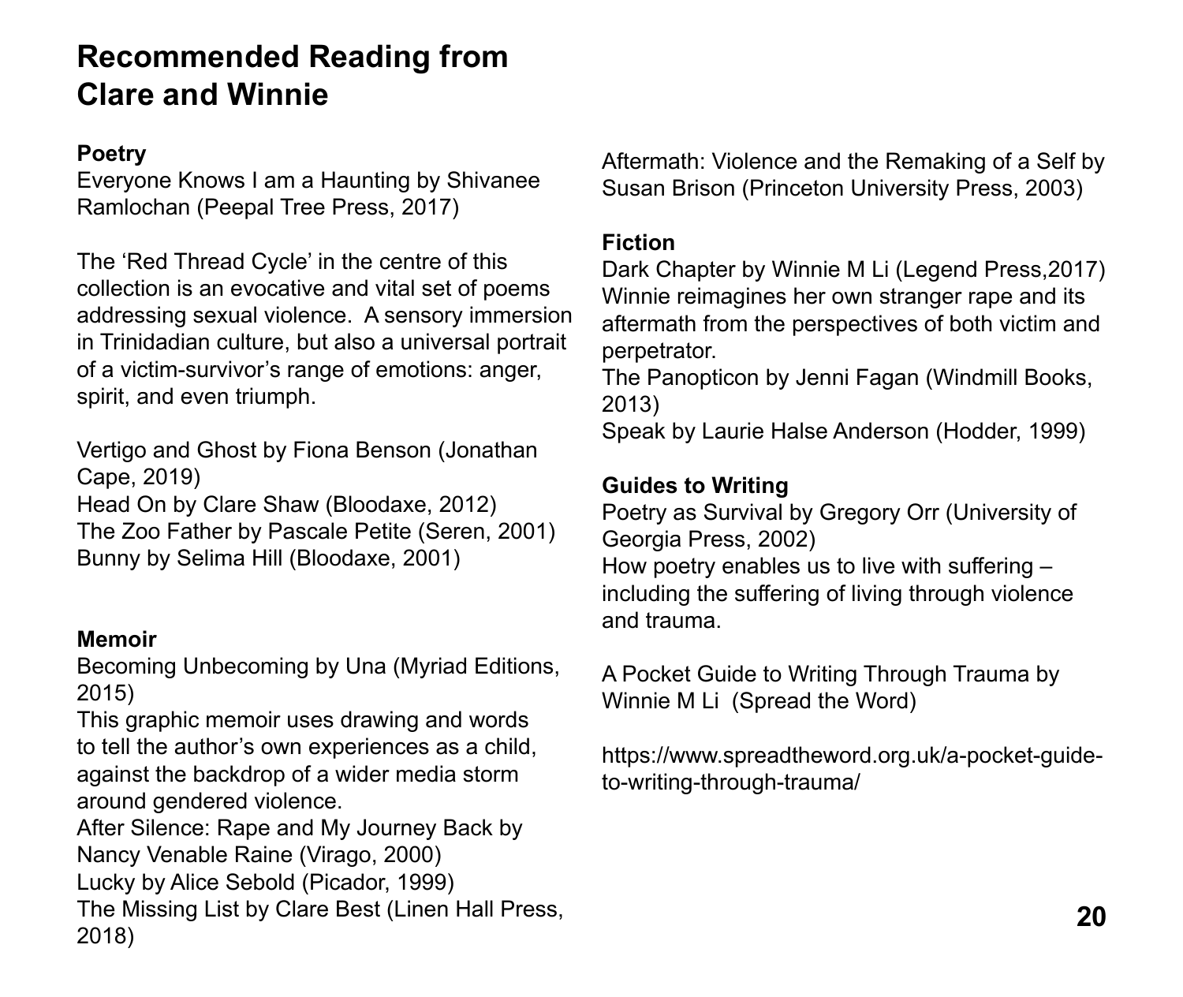# Recommended Reading from Clare and Winnie

### Poetry

Everyone Knows I am a Haunting by Shivanee Ramlochan (Peepal Tree Press, 2017)

The 'Red Thread Cycle' in the centre of this collection is an evocative and vital set of poems addressing sexual violence. A sensory immersion in Trinidadian culture, but also a universal portrait of a victim-survivor's range of emotions: anger, spirit, and even triumph.

Vertigo and Ghost by Fiona Benson (Jonathan Cape, 2019)
Head On by Clare Shaw (Bloodaxe, 2012)
The Zoo Father by Pascale Petite (Seren, 2001)
Bunny by Selima Hill (Bloodaxe, 2001)

### Memoir

Becoming Unbecoming by Una (Myriad Editions, 2015)
This graphic memoir uses drawing and words to tell the author's own experiences as a child, against the backdrop of a wider media storm around gendered violence.
After Silence: Rape and My Journey Back by Nancy Venable Raine (Virago, 2000)
Lucky by Alice Sebold (Picador, 1999)
The Missing List by Clare Best (Linen Hall Press, 2018)

Aftermath: Violence and the Remaking of a Self by Susan Brison (Princeton University Press, 2003)

### Fiction

Dark Chapter by Winnie M Li (Legend Press,2017)
Winnie reimagines her own stranger rape and its aftermath from the perspectives of both victim and perpetrator.
The Panopticon by Jenni Fagan (Windmill Books, 2013)
Speak by Laurie Halse Anderson (Hodder, 1999)

### Guides to Writing

Poetry as Survival by Gregory Orr (University of Georgia Press, 2002)
How poetry enables us to live with suffering – including the suffering of living through violence and trauma.

A Pocket Guide to Writing Through Trauma by Winnie M Li (Spread the Word)

https://www.spreadtheword.org.uk/a-pocket-guide-to-writing-through-trauma/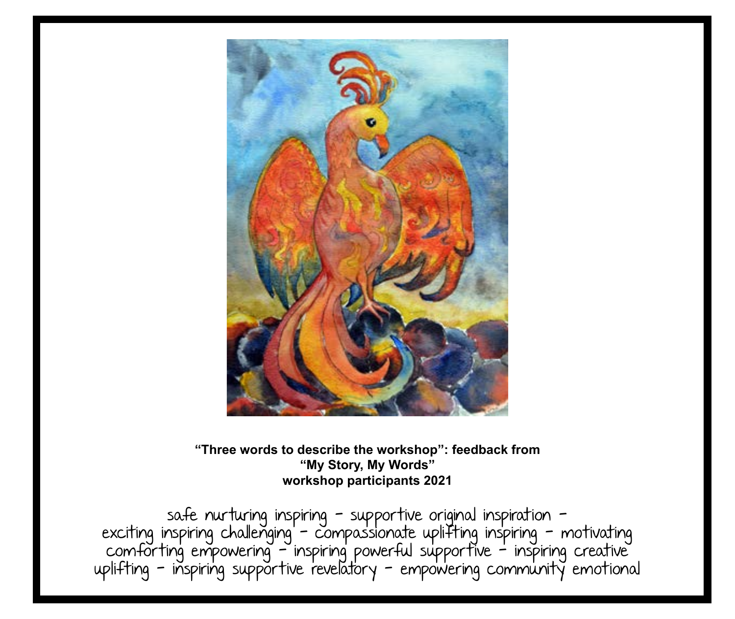**"Three words to describe the workshop": feedback from "My Story, My Words" workshop participants 2021**

safe nurturing inspiring - supportive original inspiration - exciting inspiring challenging - compassionate uplifting inspiring - motivating comforting empowering - inspiring powerful supportive - inspiring creative uplifting - inspiring supportive revelatory - empowering community emotional